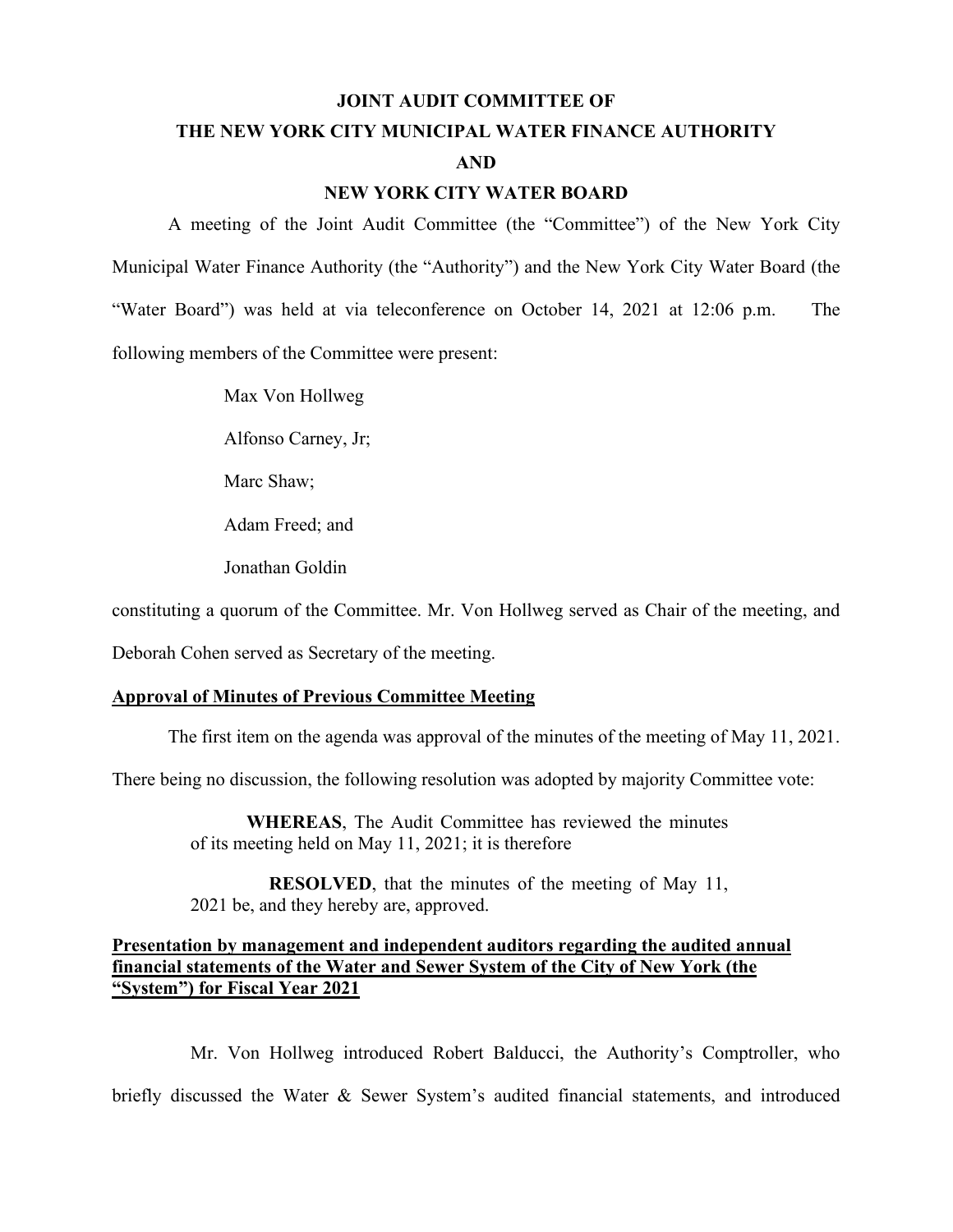# JOINT AUDIT COMMITTEE OF
# THE NEW YORK CITY MUNICIPAL WATER FINANCE AUTHORITY
# AND
# NEW YORK CITY WATER BOARD

A meeting of the Joint Audit Committee (the "Committee") of the New York City Municipal Water Finance Authority (the "Authority") and the New York City Water Board (the "Water Board") was held at via teleconference on October 14, 2021 at 12:06 p.m. The following members of the Committee were present:

Max Von Hollweg

Alfonso Carney, Jr;

Marc Shaw;

Adam Freed; and

Jonathan Goldin

constituting a quorum of the Committee. Mr. Von Hollweg served as Chair of the meeting, and Deborah Cohen served as Secretary of the meeting.

**Approval of Minutes of Previous Committee Meeting**

The first item on the agenda was approval of the minutes of the meeting of May 11, 2021. There being no discussion, the following resolution was adopted by majority Committee vote:

> **WHEREAS**, The Audit Committee has reviewed the minutes of its meeting held on May 11, 2021; it is therefore
>
> **RESOLVED**, that the minutes of the meeting of May 11, 2021 be, and they hereby are, approved.

**Presentation by management and independent auditors regarding the audited annual financial statements of the Water and Sewer System of the City of New York (the "System") for Fiscal Year 2021**

Mr. Von Hollweg introduced Robert Balducci, the Authority's Comptroller, who briefly discussed the Water & Sewer System's audited financial statements, and introduced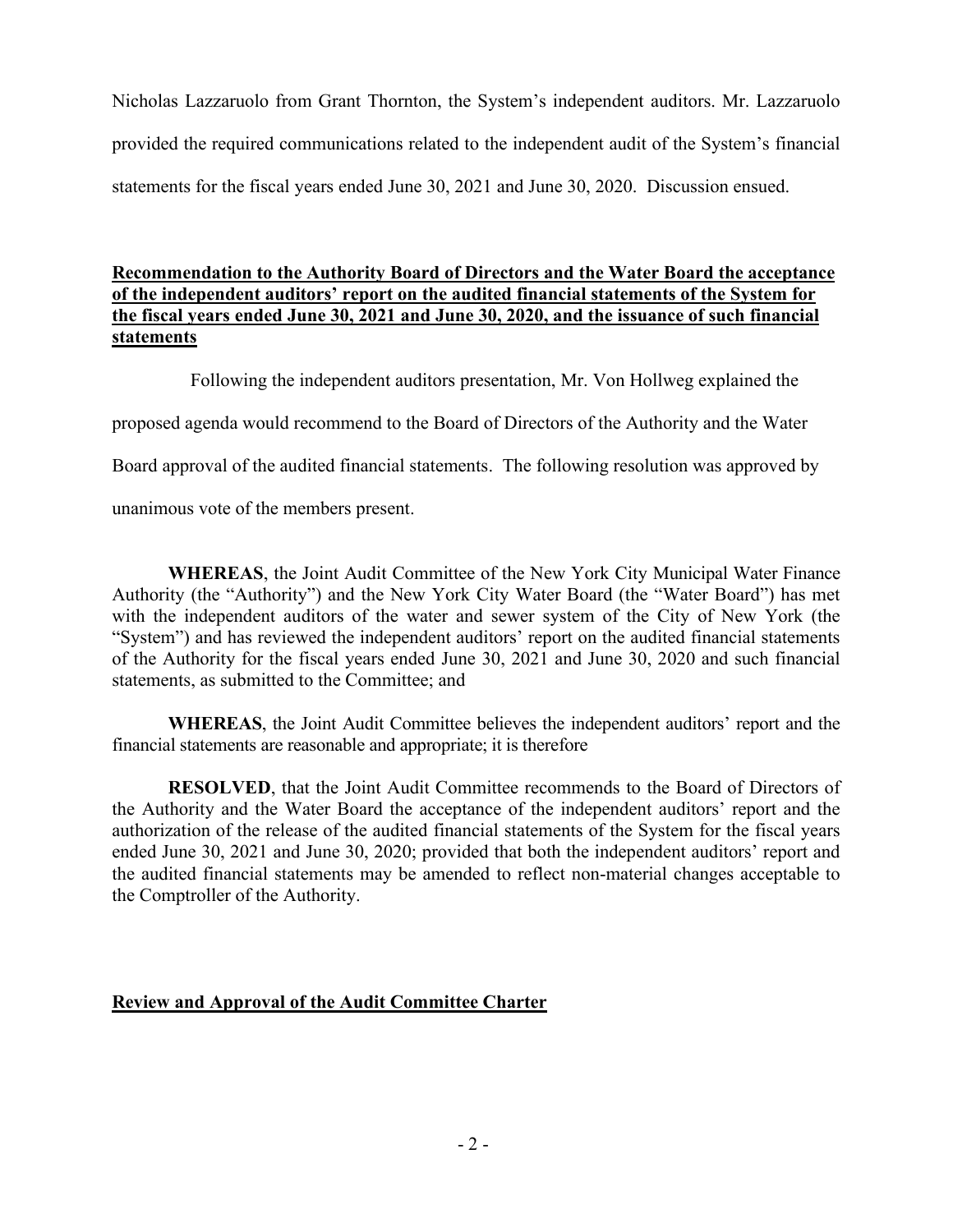Nicholas Lazzaruolo from Grant Thornton, the System's independent auditors. Mr. Lazzaruolo provided the required communications related to the independent audit of the System's financial statements for the fiscal years ended June 30, 2021 and June 30, 2020. Discussion ensued.

**Recommendation to the Authority Board of Directors and the Water Board the acceptance of the independent auditors' report on the audited financial statements of the System for the fiscal years ended June 30, 2021 and June 30, 2020, and the issuance of such financial statements**

Following the independent auditors presentation, Mr. Von Hollweg explained the proposed agenda would recommend to the Board of Directors of the Authority and the Water Board approval of the audited financial statements. The following resolution was approved by unanimous vote of the members present.

**WHEREAS**, the Joint Audit Committee of the New York City Municipal Water Finance Authority (the "Authority") and the New York City Water Board (the "Water Board") has met with the independent auditors of the water and sewer system of the City of New York (the "System") and has reviewed the independent auditors' report on the audited financial statements of the Authority for the fiscal years ended June 30, 2021 and June 30, 2020 and such financial statements, as submitted to the Committee; and

**WHEREAS**, the Joint Audit Committee believes the independent auditors' report and the financial statements are reasonable and appropriate; it is therefore

**RESOLVED**, that the Joint Audit Committee recommends to the Board of Directors of the Authority and the Water Board the acceptance of the independent auditors' report and the authorization of the release of the audited financial statements of the System for the fiscal years ended June 30, 2021 and June 30, 2020; provided that both the independent auditors' report and the audited financial statements may be amended to reflect non-material changes acceptable to the Comptroller of the Authority.

**Review and Approval of the Audit Committee Charter**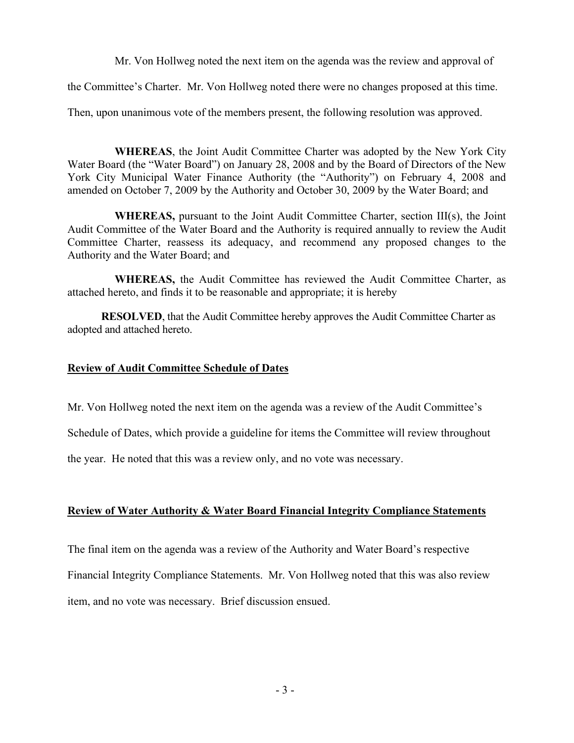Mr. Von Hollweg noted the next item on the agenda was the review and approval of the Committee's Charter. Mr. Von Hollweg noted there were no changes proposed at this time. Then, upon unanimous vote of the members present, the following resolution was approved.

**WHEREAS**, the Joint Audit Committee Charter was adopted by the New York City Water Board (the "Water Board") on January 28, 2008 and by the Board of Directors of the New York City Municipal Water Finance Authority (the "Authority") on February 4, 2008 and amended on October 7, 2009 by the Authority and October 30, 2009 by the Water Board; and

**WHEREAS,** pursuant to the Joint Audit Committee Charter, section III(s), the Joint Audit Committee of the Water Board and the Authority is required annually to review the Audit Committee Charter, reassess its adequacy, and recommend any proposed changes to the Authority and the Water Board; and

**WHEREAS,** the Audit Committee has reviewed the Audit Committee Charter, as attached hereto, and finds it to be reasonable and appropriate; it is hereby

**RESOLVED**, that the Audit Committee hereby approves the Audit Committee Charter as adopted and attached hereto.

**Review of Audit Committee Schedule of Dates**

Mr. Von Hollweg noted the next item on the agenda was a review of the Audit Committee's Schedule of Dates, which provide a guideline for items the Committee will review throughout the year. He noted that this was a review only, and no vote was necessary.

**Review of Water Authority & Water Board Financial Integrity Compliance Statements**

The final item on the agenda was a review of the Authority and Water Board's respective Financial Integrity Compliance Statements. Mr. Von Hollweg noted that this was also review item, and no vote was necessary. Brief discussion ensued.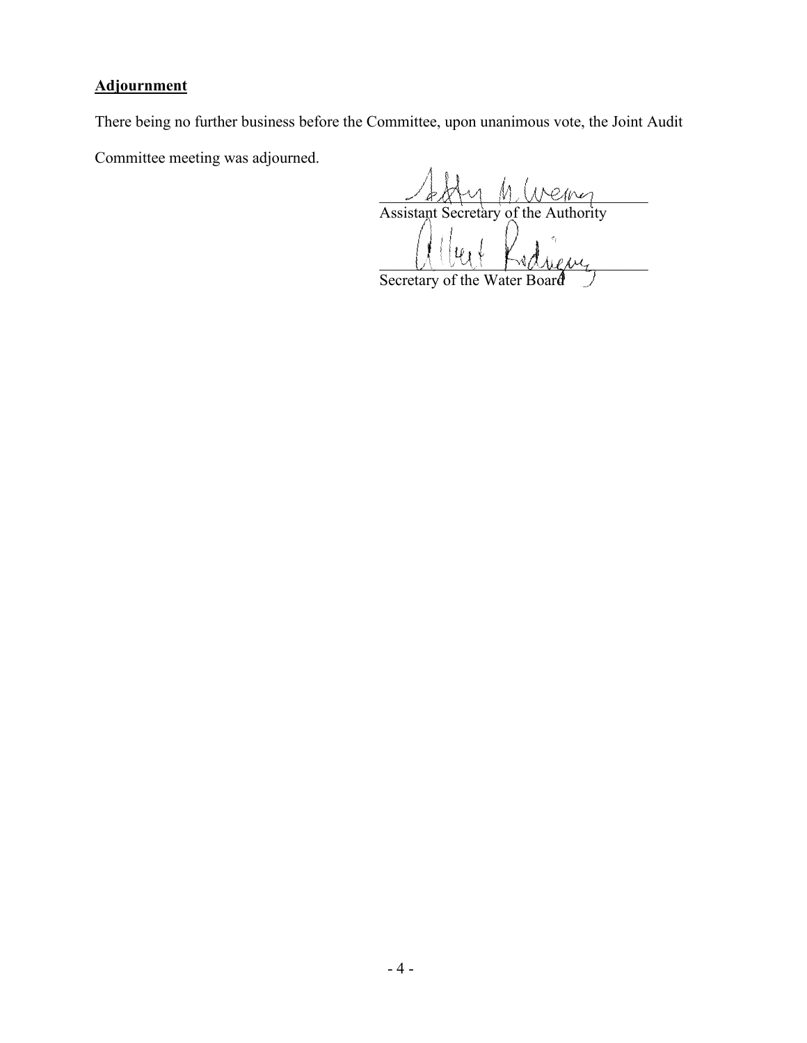**Adjournment**

There being no further business before the Committee, upon unanimous vote, the Joint Audit Committee meeting was adjourned.

Assistant Secretary of the Authority

Secretary of the Water Board